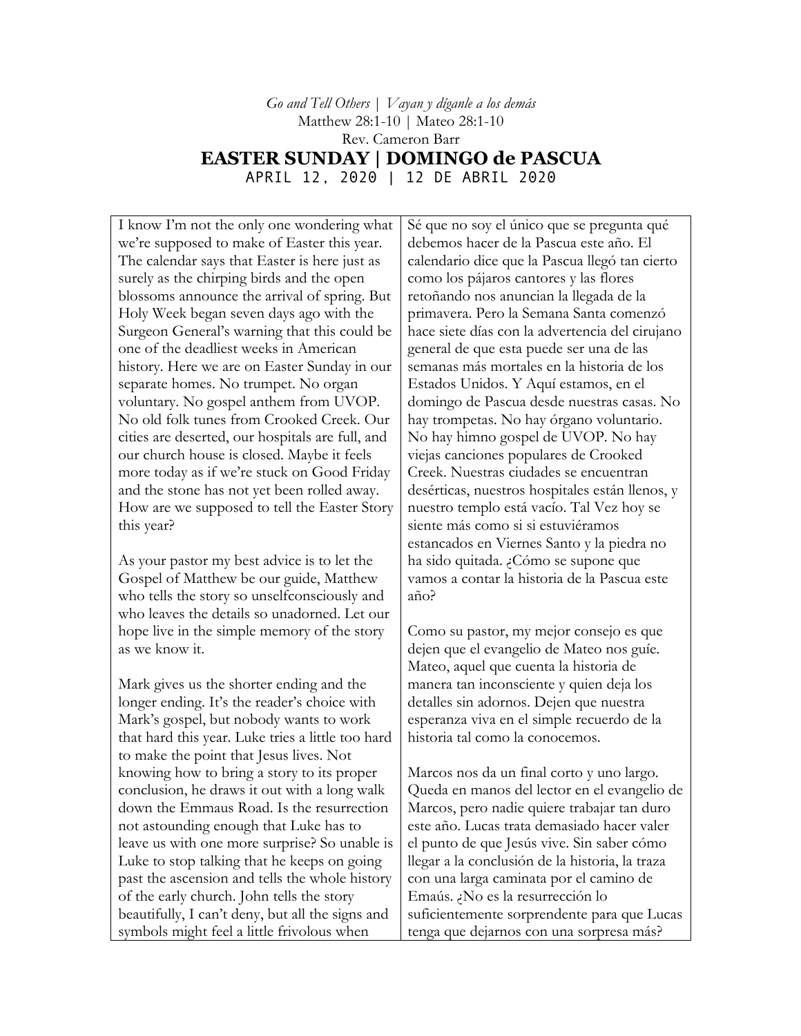*Go and Tell Others | Vayan y díganle a los demás*

Matthew 28:1-10 | Mateo 28:1-10

Rev. Cameron Barr

# EASTER SUNDAY | DOMINGO de PASCUA

APRIL 12, 2020 | 12 DE ABRIL 2020

I know I'm not the only one wondering what we're supposed to make of Easter this year. The calendar says that Easter is here just as surely as the chirping birds and the open blossoms announce the arrival of spring. But Holy Week began seven days ago with the Surgeon General's warning that this could be one of the deadliest weeks in American history. Here we are on Easter Sunday in our separate homes. No trumpet. No organ voluntary. No gospel anthem from UVOP. No old folk tunes from Crooked Creek. Our cities are deserted, our hospitals are full, and our church house is closed. Maybe it feels more today as if we're stuck on Good Friday and the stone has not yet been rolled away. How are we supposed to tell the Easter Story this year?

As your pastor my best advice is to let the Gospel of Matthew be our guide, Matthew who tells the story so unselfconsciously and who leaves the details so unadorned. Let our hope live in the simple memory of the story as we know it.

Mark gives us the shorter ending and the longer ending. It's the reader's choice with Mark's gospel, but nobody wants to work that hard this year. Luke tries a little too hard to make the point that Jesus lives. Not knowing how to bring a story to its proper conclusion, he draws it out with a long walk down the Emmaus Road. Is the resurrection not astounding enough that Luke has to leave us with one more surprise? So unable is Luke to stop talking that he keeps on going past the ascension and tells the whole history of the early church. John tells the story beautifully, I can't deny, but all the signs and symbols might feel a little frivolous when

Sé que no soy el único que se pregunta qué debemos hacer de la Pascua este año. El calendario dice que la Pascua llegó tan cierto como los pájaros cantores y las flores retoñando nos anuncian la llegada de la primavera. Pero la Semana Santa comenzó hace siete días con la advertencia del cirujano general de que esta puede ser una de las semanas más mortales en la historia de los Estados Unidos. Y Aquí estamos, en el domingo de Pascua desde nuestras casas. No hay trompetas. No hay órgano voluntario. No hay himno gospel de UVOP. No hay viejas canciones populares de Crooked Creek. Nuestras ciudades se encuentran desérticas, nuestros hospitales están llenos, y nuestro templo está vacío. Tal Vez hoy se siente más como si si estuviéramos estancados en Viernes Santo y la piedra no ha sido quitada. ¿Cómo se supone que vamos a contar la historia de la Pascua este año?

Como su pastor, my mejor consejo es que dejen que el evangelio de Mateo nos guíe. Mateo, aquel que cuenta la historia de manera tan inconsciente y quien deja los detalles sin adornos. Dejen que nuestra esperanza viva en el simple recuerdo de la historia tal como la conocemos.

Marcos nos da un final corto y uno largo. Queda en manos del lector en el evangelio de Marcos, pero nadie quiere trabajar tan duro este año. Lucas trata demasiado hacer valer el punto de que Jesús vive. Sin saber cómo llegar a la conclusión de la historia, la traza con una larga caminata por el camino de Emaús. ¿No es la resurrección lo suficientemente sorprendente para que Lucas tenga que dejarnos con una sorpresa más?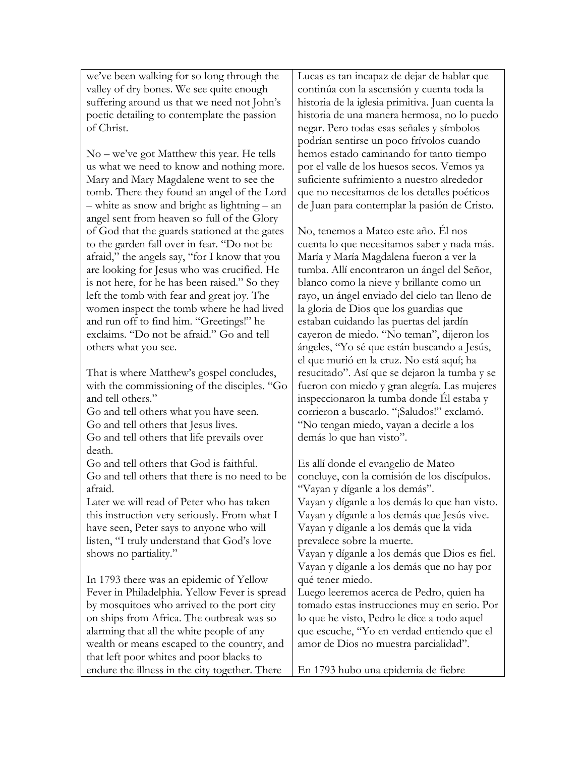| | |
|---|---|
| we've been walking for so long through the valley of dry bones. We see quite enough suffering around us that we need not John's poetic detailing to contemplate the passion of Christ.<br><br>No – we've got Matthew this year. He tells us what we need to know and nothing more. Mary and Mary Magdalene went to see the tomb. There they found an angel of the Lord – white as snow and bright as lightning – an angel sent from heaven so full of the Glory of God that the guards stationed at the gates to the garden fall over in fear. "Do not be afraid," the angels say, "for I know that you are looking for Jesus who was crucified. He is not here, for he has been raised." So they left the tomb with fear and great joy. The women inspect the tomb where he had lived and run off to find him. "Greetings!" he exclaims. "Do not be afraid." Go and tell others what you see.<br><br>That is where Matthew's gospel concludes, with the commissioning of the disciples. "Go and tell others."<br>Go and tell others what you have seen.<br>Go and tell others that Jesus lives.<br>Go and tell others that life prevails over death.<br>Go and tell others that God is faithful.<br>Go and tell others that there is no need to be afraid.<br>Later we will read of Peter who has taken this instruction very seriously. From what I have seen, Peter says to anyone who will listen, "I truly understand that God's love shows no partiality."<br><br>In 1793 there was an epidemic of Yellow Fever in Philadelphia. Yellow Fever is spread by mosquitoes who arrived to the port city on ships from Africa. The outbreak was so alarming that all the white people of any wealth or means escaped to the country, and that left poor whites and poor blacks to endure the illness in the city together. There | Lucas es tan incapaz de dejar de hablar que continúa con la ascensión y cuenta toda la historia de la iglesia primitiva. Juan cuenta la historia de una manera hermosa, no lo puedo negar. Pero todas esas señales y símbolos podrían sentirse un poco frívolos cuando hemos estado caminando for tanto tiempo por el valle de los huesos secos. Vemos ya suficiente sufrimiento a nuestro alrededor que no necesitamos de los detalles poéticos de Juan para contemplar la pasión de Cristo.<br><br>No, tenemos a Mateo este año. Él nos cuenta lo que necesitamos saber y nada más. María y María Magdalena fueron a ver la tumba. Allí encontraron un ángel del Señor, blanco como la nieve y brillante como un rayo, un ángel enviado del cielo tan lleno de la gloria de Dios que los guardias que estaban cuidando las puertas del jardín cayeron de miedo. "No teman", dijeron los ángeles, "Yo sé que están buscando a Jesús, el que murió en la cruz. No está aquí; ha resucitado". Así que se dejaron la tumba y se fueron con miedo y gran alegría. Las mujeres inspeccionaron la tumba donde Él estaba y corrieron a buscarlo. "¡Saludos!" exclamó. "No tengan miedo, vayan a decirle a los demás lo que han visto".<br><br>Es allí donde el evangelio de Mateo concluye, con la comisión de los discípulos. "Vayan y díganle a los demás".<br>Vayan y díganle a los demás lo que han visto.<br>Vayan y díganle a los demás que Jesús vive.<br>Vayan y díganle a los demás que la vida prevalece sobre la muerte.<br>Vayan y díganle a los demás que Dios es fiel.<br>Vayan y díganle a los demás que no hay por qué tener miedo.<br>Luego leeremos acerca de Pedro, quien ha tomado estas instrucciones muy en serio. Por lo que he visto, Pedro le dice a todo aquel que escuche, "Yo en verdad entiendo que el amor de Dios no muestra parcialidad".<br><br>En 1793 hubo una epidemia de fiebre |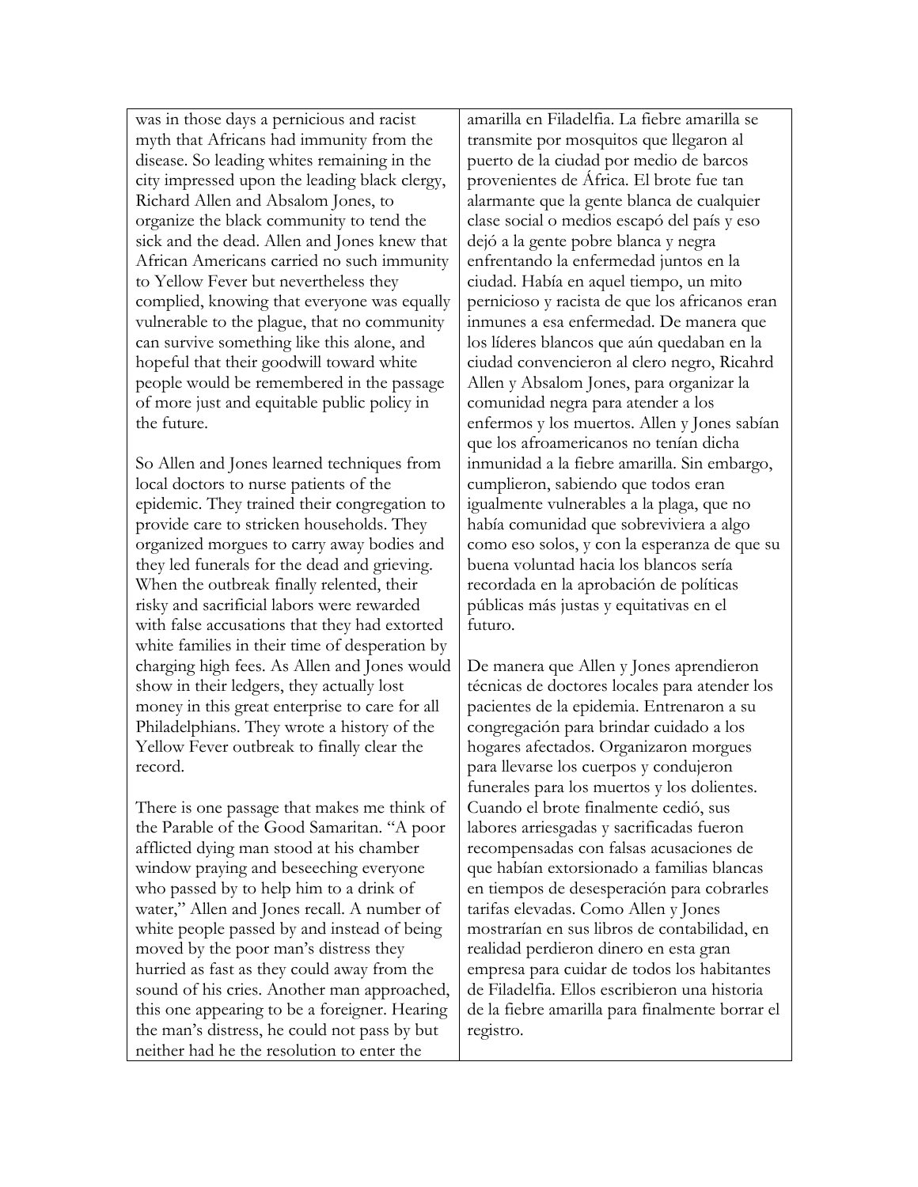| | |
|---|---|
| was in those days a pernicious and racist myth that Africans had immunity from the disease. So leading whites remaining in the city impressed upon the leading black clergy, Richard Allen and Absalom Jones, to organize the black community to tend the sick and the dead. Allen and Jones knew that African Americans carried no such immunity to Yellow Fever but nevertheless they complied, knowing that everyone was equally vulnerable to the plague, that no community can survive something like this alone, and hopeful that their goodwill toward white people would be remembered in the passage of more just and equitable public policy in the future.<br><br>So Allen and Jones learned techniques from local doctors to nurse patients of the epidemic. They trained their congregation to provide care to stricken households. They organized morgues to carry away bodies and they led funerals for the dead and grieving. When the outbreak finally relented, their risky and sacrificial labors were rewarded with false accusations that they had extorted white families in their time of desperation by charging high fees. As Allen and Jones would show in their ledgers, they actually lost money in this great enterprise to care for all Philadelphians. They wrote a history of the Yellow Fever outbreak to finally clear the record.<br><br>There is one passage that makes me think of the Parable of the Good Samaritan. "A poor afflicted dying man stood at his chamber window praying and beseeching everyone who passed by to help him to a drink of water," Allen and Jones recall. A number of white people passed by and instead of being moved by the poor man's distress they hurried as fast as they could away from the sound of his cries. Another man approached, this one appearing to be a foreigner. Hearing the man's distress, he could not pass by but neither had he the resolution to enter the | amarilla en Filadelfia. La fiebre amarilla se transmite por mosquitos que llegaron al puerto de la ciudad por medio de barcos provenientes de África. El brote fue tan alarmante que la gente blanca de cualquier clase social o medios escapó del país y eso dejó a la gente pobre blanca y negra enfrentando la enfermedad juntos en la ciudad. Había en aquel tiempo, un mito pernicioso y racista de que los africanos eran inmunes a esa enfermedad. De manera que los líderes blancos que aún quedaban en la ciudad convencieron al clero negro, Ricahrd Allen y Absalom Jones, para organizar la comunidad negra para atender a los enfermos y los muertos. Allen y Jones sabían que los afroamericanos no tenían dicha inmunidad a la fiebre amarilla. Sin embargo, cumplieron, sabiendo que todos eran igualmente vulnerables a la plaga, que no había comunidad que sobreviviera a algo como eso solos, y con la esperanza de que su buena voluntad hacia los blancos sería recordada en la aprobación de políticas públicas más justas y equitativas en el futuro.<br><br>De manera que Allen y Jones aprendieron técnicas de doctores locales para atender los pacientes de la epidemia. Entrenaron a su congregación para brindar cuidado a los hogares afectados. Organizaron morgues para llevarse los cuerpos y condujeron funerales para los muertos y los dolientes. Cuando el brote finalmente cedió, sus labores arriesgadas y sacrificadas fueron recompensadas con falsas acusaciones de que habían extorsionado a familias blancas en tiempos de desesperación para cobrarles tarifas elevadas. Como Allen y Jones mostrarían en sus libros de contabilidad, en realidad perdieron dinero en esta gran empresa para cuidar de todos los habitantes de Filadelfia. Ellos escribieron una historia de la fiebre amarilla para finalmente borrar el registro. |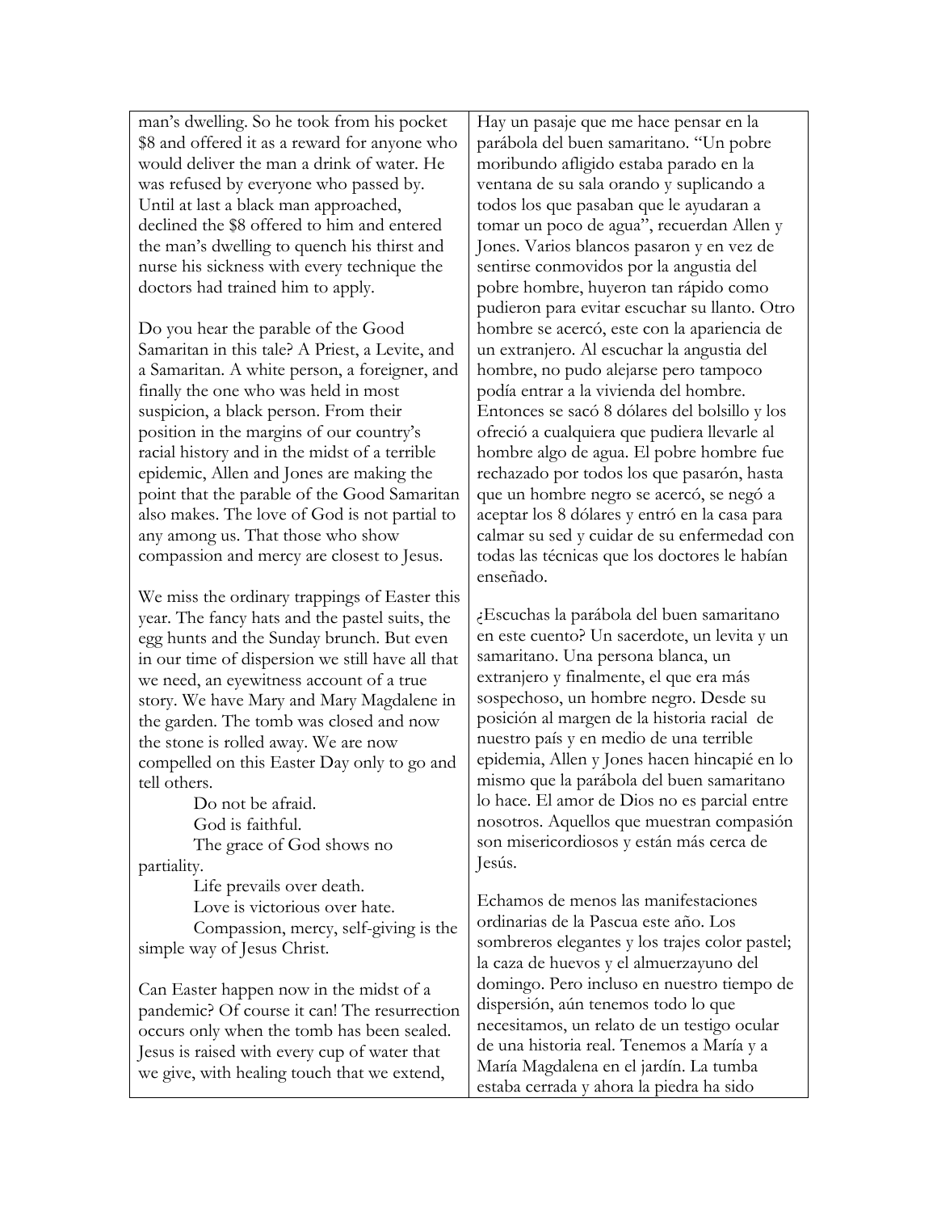man's dwelling. So he took from his pocket $8 and offered it as a reward for anyone who would deliver the man a drink of water. He was refused by everyone who passed by. Until at last a black man approached, declined the $8 offered to him and entered the man's dwelling to quench his thirst and nurse his sickness with every technique the doctors had trained him to apply.

Do you hear the parable of the Good Samaritan in this tale? A Priest, a Levite, and a Samaritan. A white person, a foreigner, and finally the one who was held in most suspicion, a black person. From their position in the margins of our country's racial history and in the midst of a terrible epidemic, Allen and Jones are making the point that the parable of the Good Samaritan also makes. The love of God is not partial to any among us. That those who show compassion and mercy are closest to Jesus.

We miss the ordinary trappings of Easter this year. The fancy hats and the pastel suits, the egg hunts and the Sunday brunch. But even in our time of dispersion we still have all that we need, an eyewitness account of a true story. We have Mary and Mary Magdalene in the garden. The tomb was closed and now the stone is rolled away. We are now compelled on this Easter Day only to go and tell others.

Do not be afraid.
God is faithful.
The grace of God shows no partiality.
Life prevails over death.
Love is victorious over hate.
Compassion, mercy, self-giving is the simple way of Jesus Christ.

Can Easter happen now in the midst of a pandemic? Of course it can! The resurrection occurs only when the tomb has been sealed. Jesus is raised with every cup of water that we give, with healing touch that we extend,

Hay un pasaje que me hace pensar en la parábola del buen samaritano. "Un pobre moribundo afligido estaba parado en la ventana de su sala orando y suplicando a todos los que pasaban que le ayudaran a tomar un poco de agua", recuerdan Allen y Jones. Varios blancos pasaron y en vez de sentirse conmovidos por la angustia del pobre hombre, huyeron tan rápido como pudieron para evitar escuchar su llanto. Otro hombre se acercó, este con la apariencia de un extranjero. Al escuchar la angustia del hombre, no pudo alejarse pero tampoco podía entrar a la vivienda del hombre. Entonces se sacó 8 dólares del bolsillo y los ofreció a cualquiera que pudiera llevarle al hombre algo de agua. El pobre hombre fue rechazado por todos los que pasarón, hasta que un hombre negro se acercó, se negó a aceptar los 8 dólares y entró en la casa para calmar su sed y cuidar de su enfermedad con todas las técnicas que los doctores le habían enseñado.

¿Escuchas la parábola del buen samaritano en este cuento? Un sacerdote, un levita y un samaritano. Una persona blanca, un extranjero y finalmente, el que era más sospechoso, un hombre negro. Desde su posición al margen de la historia racial de nuestro país y en medio de una terrible epidemia, Allen y Jones hacen hincapié en lo mismo que la parábola del buen samaritano lo hace. El amor de Dios no es parcial entre nosotros. Aquellos que muestran compasión son misericordiosos y están más cerca de Jesús.

Echamos de menos las manifestaciones ordinarias de la Pascua este año. Los sombreros elegantes y los trajes color pastel; la caza de huevos y el almuerzayuno del domingo. Pero incluso en nuestro tiempo de dispersión, aún tenemos todo lo que necesitamos, un relato de un testigo ocular de una historia real. Tenemos a María y a María Magdalena en el jardín. La tumba estaba cerrada y ahora la piedra ha sido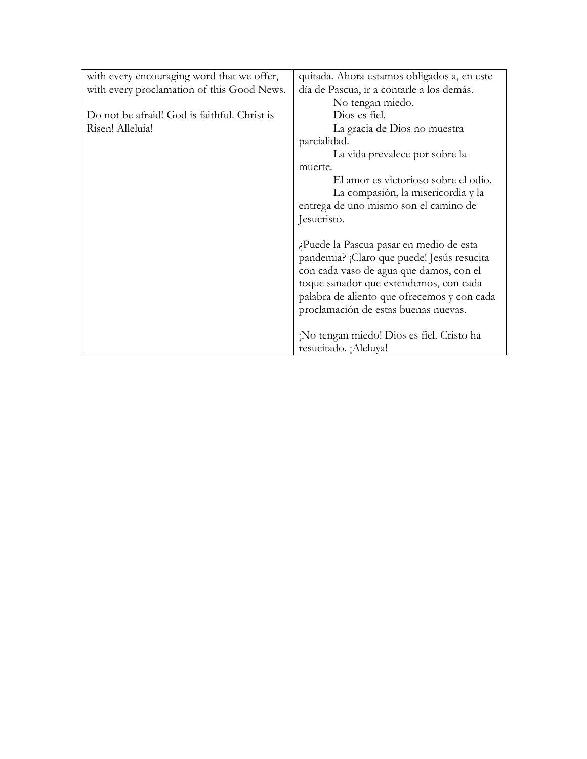| | |
|---|---|
| with every encouraging word that we offer, with every proclamation of this Good News.<br><br>Do not be afraid! God is faithful. Christ is Risen! Alleluia! | quitada. Ahora estamos obligados a, en este día de Pascua, ir a contarle a los demás.<br>No tengan miedo.<br>Dios es fiel.<br>La gracia de Dios no muestra parcialidad.<br>La vida prevalece por sobre la muerte.<br>El amor es victorioso sobre el odio.<br>La compasión, la misericordia y la entrega de uno mismo son el camino de Jesucristo.<br><br>¿Puede la Pascua pasar en medio de esta pandemia? ¡Claro que puede! Jesús resucita con cada vaso de agua que damos, con el toque sanador que extendemos, con cada palabra de aliento que ofrecemos y con cada proclamación de estas buenas nuevas.<br><br>¡No tengan miedo! Dios es fiel. Cristo ha resucitado. ¡Aleluya! |